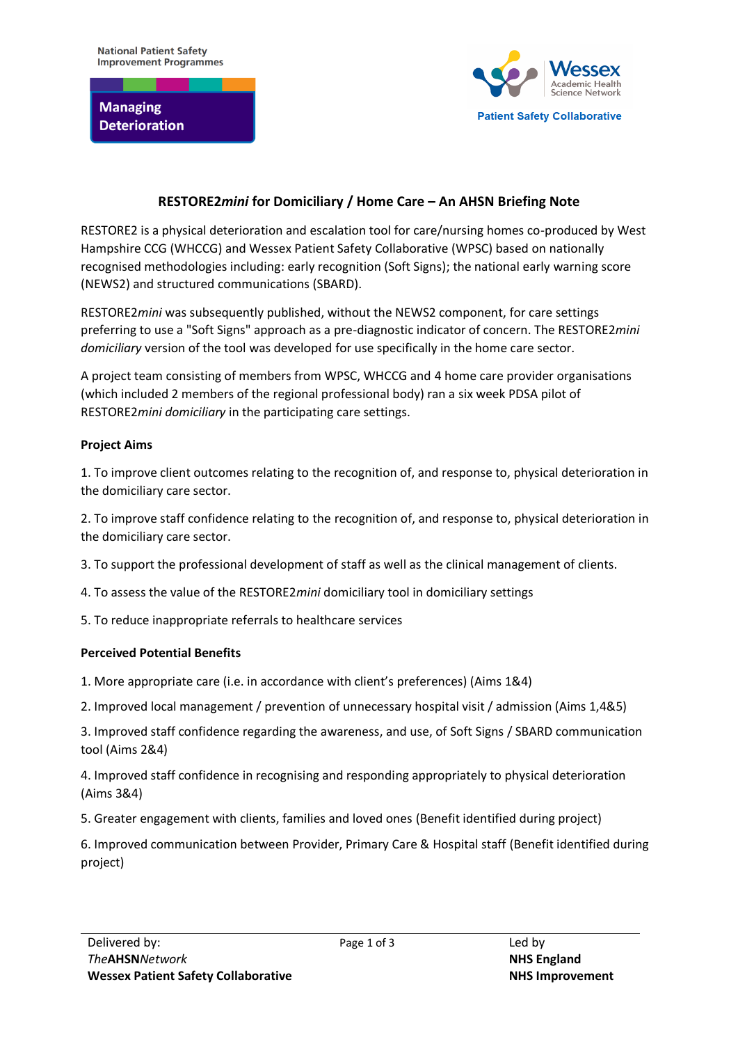National Patient Safety Improvement Programmes

**Managing Deterioration**

Wessex Academic Health Science Network

Patient Safety Collaborative

## RESTORE2*mini* for Domiciliary / Home Care – An AHSN Briefing Note

RESTORE2 is a physical deterioration and escalation tool for care/nursing homes co-produced by West Hampshire CCG (WHCCG) and Wessex Patient Safety Collaborative (WPSC) based on nationally recognised methodologies including: early recognition (Soft Signs); the national early warning score (NEWS2) and structured communications (SBARD).

RESTORE2*mini* was subsequently published, without the NEWS2 component, for care settings preferring to use a "Soft Signs" approach as a pre-diagnostic indicator of concern. The RESTORE2*mini domiciliary* version of the tool was developed for use specifically in the home care sector.

A project team consisting of members from WPSC, WHCCG and 4 home care provider organisations (which included 2 members of the regional professional body) ran a six week PDSA pilot of RESTORE2*mini domiciliary* in the participating care settings.

**Project Aims**

1. To improve client outcomes relating to the recognition of, and response to, physical deterioration in the domiciliary care sector.

2. To improve staff confidence relating to the recognition of, and response to, physical deterioration in the domiciliary care sector.

3. To support the professional development of staff as well as the clinical management of clients.

4. To assess the value of the RESTORE2*mini* domiciliary tool in domiciliary settings

5. To reduce inappropriate referrals to healthcare services

**Perceived Potential Benefits**

1. More appropriate care (i.e. in accordance with client's preferences) (Aims 1&4)

2. Improved local management / prevention of unnecessary hospital visit / admission (Aims 1,4&5)

3. Improved staff confidence regarding the awareness, and use, of Soft Signs / SBARD communication tool (Aims 2&4)

4. Improved staff confidence in recognising and responding appropriately to physical deterioration (Aims 3&4)

5. Greater engagement with clients, families and loved ones (Benefit identified during project)

6. Improved communication between Provider, Primary Care & Hospital staff (Benefit identified during project)

Delivered by: *The***AHSN***Network* **Wessex Patient Safety Collaborative**

Led by **NHS England** **NHS Improvement**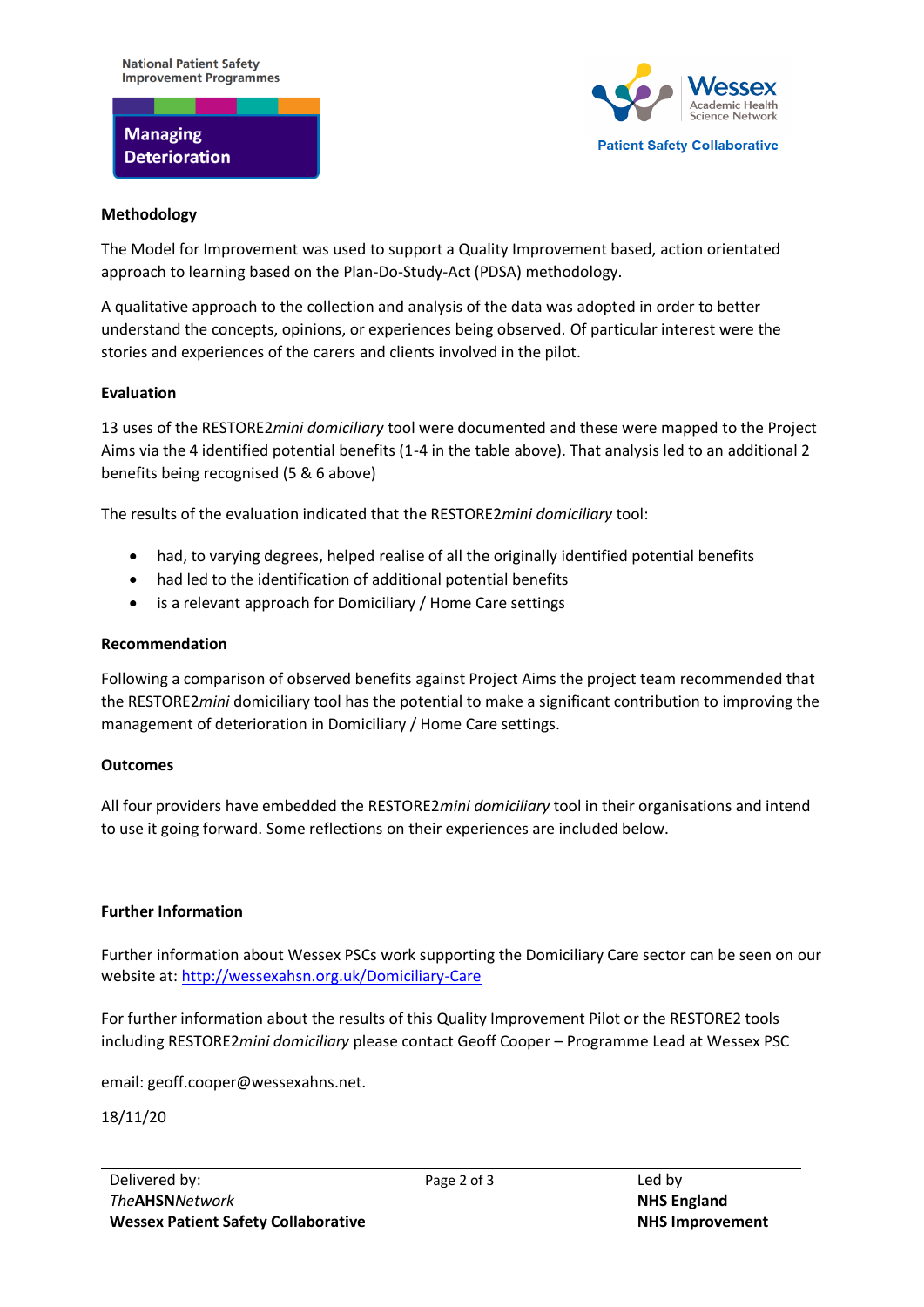### Methodology

The Model for Improvement was used to support a Quality Improvement based, action orientated approach to learning based on the Plan-Do-Study-Act (PDSA) methodology.

A qualitative approach to the collection and analysis of the data was adopted in order to better understand the concepts, opinions, or experiences being observed. Of particular interest were the stories and experiences of the carers and clients involved in the pilot.

### Evaluation

13 uses of the RESTORE2*mini domiciliary* tool were documented and these were mapped to the Project Aims via the 4 identified potential benefits (1-4 in the table above). That analysis led to an additional 2 benefits being recognised (5 & 6 above)

The results of the evaluation indicated that the RESTORE2*mini domiciliary* tool:

- had, to varying degrees, helped realise of all the originally identified potential benefits
- had led to the identification of additional potential benefits
- is a relevant approach for Domiciliary / Home Care settings

### Recommendation

Following a comparison of observed benefits against Project Aims the project team recommended that the RESTORE2*mini* domiciliary tool has the potential to make a significant contribution to improving the management of deterioration in Domiciliary / Home Care settings.

### Outcomes

All four providers have embedded the RESTORE2*mini domiciliary* tool in their organisations and intend to use it going forward. Some reflections on their experiences are included below.

### Further Information

Further information about Wessex PSCs work supporting the Domiciliary Care sector can be seen on our website at: http://wessexahsn.org.uk/Domiciliary-Care

For further information about the results of this Quality Improvement Pilot or the RESTORE2 tools including RESTORE2*mini domiciliary* please contact Geoff Cooper – Programme Lead at Wessex PSC

email: geoff.cooper@wessexahns.net.

18/11/20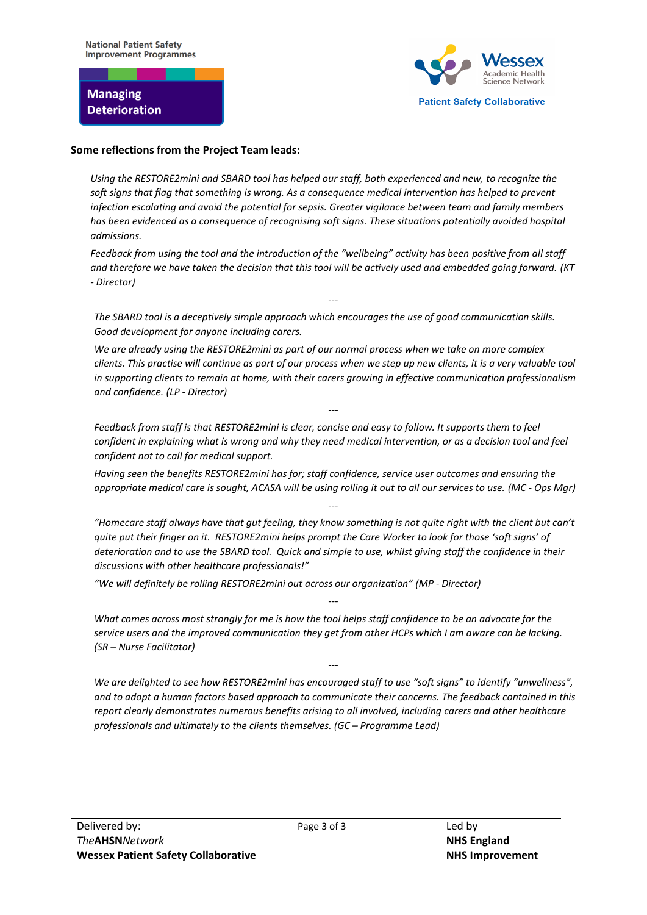National Patient Safety Improvement Programmes

**Managing Deterioration**

Wessex Academic Health Science Network

Patient Safety Collaborative

**Some reflections from the Project Team leads:**

*Using the RESTORE2mini and SBARD tool has helped our staff, both experienced and new, to recognize the soft signs that flag that something is wrong. As a consequence medical intervention has helped to prevent infection escalating and avoid the potential for sepsis. Greater vigilance between team and family members has been evidenced as a consequence of recognising soft signs. These situations potentially avoided hospital admissions.*

*Feedback from using the tool and the introduction of the "wellbeing" activity has been positive from all staff and therefore we have taken the decision that this tool will be actively used and embedded going forward. (KT - Director)*

---

*The SBARD tool is a deceptively simple approach which encourages the use of good communication skills. Good development for anyone including carers.*

*We are already using the RESTORE2mini as part of our normal process when we take on more complex clients. This practise will continue as part of our process when we step up new clients, it is a very valuable tool in supporting clients to remain at home, with their carers growing in effective communication professionalism and confidence. (LP - Director)*

---

*Feedback from staff is that RESTORE2mini is clear, concise and easy to follow. It supports them to feel confident in explaining what is wrong and why they need medical intervention, or as a decision tool and feel confident not to call for medical support.*

*Having seen the benefits RESTORE2mini has for; staff confidence, service user outcomes and ensuring the appropriate medical care is sought, ACASA will be using rolling it out to all our services to use. (MC - Ops Mgr)*

---

*"Homecare staff always have that gut feeling, they know something is not quite right with the client but can't quite put their finger on it. RESTORE2mini helps prompt the Care Worker to look for those 'soft signs' of deterioration and to use the SBARD tool. Quick and simple to use, whilst giving staff the confidence in their discussions with other healthcare professionals!"*

*"We will definitely be rolling RESTORE2mini out across our organization" (MP - Director)*

---

*What comes across most strongly for me is how the tool helps staff confidence to be an advocate for the service users and the improved communication they get from other HCPs which I am aware can be lacking. (SR – Nurse Facilitator)*

---

*We are delighted to see how RESTORE2mini has encouraged staff to use "soft signs" to identify "unwellness", and to adopt a human factors based approach to communicate their concerns. The feedback contained in this report clearly demonstrates numerous benefits arising to all involved, including carers and other healthcare professionals and ultimately to the clients themselves. (GC – Programme Lead)*

Delivered by: *The*AHSN*Network* **Wessex Patient Safety Collaborative**

Led by **NHS England** **NHS Improvement**